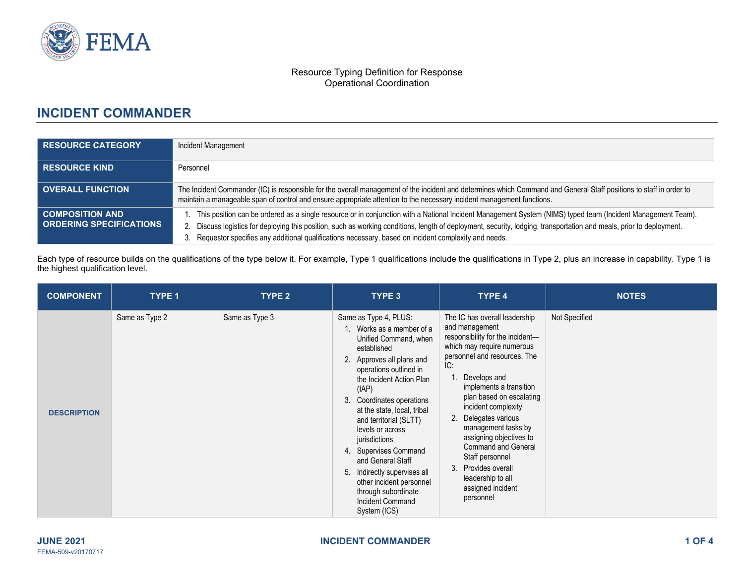Resource Typing Definition for Response
Operational Coordination

# INCIDENT COMMANDER

| | |
|---|---|
| **RESOURCE CATEGORY** | Incident Management |
| **RESOURCE KIND** | Personnel |
| **OVERALL FUNCTION** | The Incident Commander (IC) is responsible for the overall management of the incident and determines which Command and General Staff positions to staff in order to maintain a manageable span of control and ensure appropriate attention to the necessary incident management functions. |
| **COMPOSITION AND ORDERING SPECIFICATIONS** | 1. This position can be ordered as a single resource or in conjunction with a National Incident Management System (NIMS) typed team (Incident Management Team).<br>2. Discuss logistics for deploying this position, such as working conditions, length of deployment, security, lodging, transportation and meals, prior to deployment.<br>3. Requestor specifies any additional qualifications necessary, based on incident complexity and needs. |

Each type of resource builds on the qualifications of the type below it. For example, Type 1 qualifications include the qualifications in Type 2, plus an increase in capability. Type 1 is the highest qualification level.

| COMPONENT | TYPE 1 | TYPE 2 | TYPE 3 | TYPE 4 | NOTES |
|---|---|---|---|---|---|
| DESCRIPTION | Same as Type 2 | Same as Type 3 | Same as Type 4, PLUS:<br>1. Works as a member of a Unified Command, when established<br>2. Approves all plans and operations outlined in the Incident Action Plan (IAP)<br>3. Coordinates operations at the state, local, tribal and territorial (SLTT) levels or across jurisdictions<br>4. Supervises Command and General Staff<br>5. Indirectly supervises all other incident personnel through subordinate Incident Command System (ICS) | The IC has overall leadership and management responsibility for the incident—which may require numerous personnel and resources. The IC:<br>1. Develops and implements a transition plan based on escalating incident complexity<br>2. Delegates various management tasks by assigning objectives to Command and General Staff personnel<br>3. Provides overall leadership to all assigned incident personnel | Not Specified |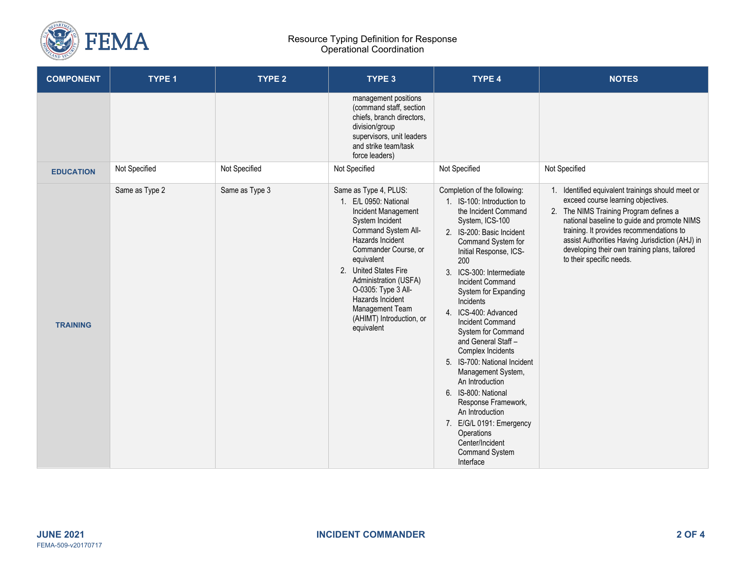Resource Typing Definition for Response
Operational Coordination

| COMPONENT | TYPE 1 | TYPE 2 | TYPE 3 | TYPE 4 | NOTES |
| --- | --- | --- | --- | --- | --- |
| | | | management positions (command staff, section chiefs, branch directors, division/group supervisors, unit leaders and strike team/task force leaders) | | |
| EDUCATION | Not Specified | Not Specified | Not Specified | Not Specified | Not Specified |
| TRAINING | Same as Type 2 | Same as Type 3 | Same as Type 4, PLUS:<br>1. E/L 0950: National Incident Management System Incident Command System All-Hazards Incident Commander Course, or equivalent<br>2. United States Fire Administration (USFA) O-0305: Type 3 All-Hazards Incident Management Team (AHIMT) Introduction, or equivalent | Completion of the following:<br>1. IS-100: Introduction to the Incident Command System, ICS-100<br>2. IS-200: Basic Incident Command System for Initial Response, ICS-200<br>3. ICS-300: Intermediate Incident Command System for Expanding Incidents<br>4. ICS-400: Advanced Incident Command System for Command and General Staff – Complex Incidents<br>5. IS-700: National Incident Management System, An Introduction<br>6. IS-800: National Response Framework, An Introduction<br>7. E/G/L 0191: Emergency Operations Center/Incident Command System Interface | 1. Identified equivalent trainings should meet or exceed course learning objectives.<br>2. The NIMS Training Program defines a national baseline to guide and promote NIMS training. It provides recommendations to assist Authorities Having Jurisdiction (AHJ) in developing their own training plans, tailored to their specific needs. |

JUNE 2021
FEMA-509-v20170717

INCIDENT COMMANDER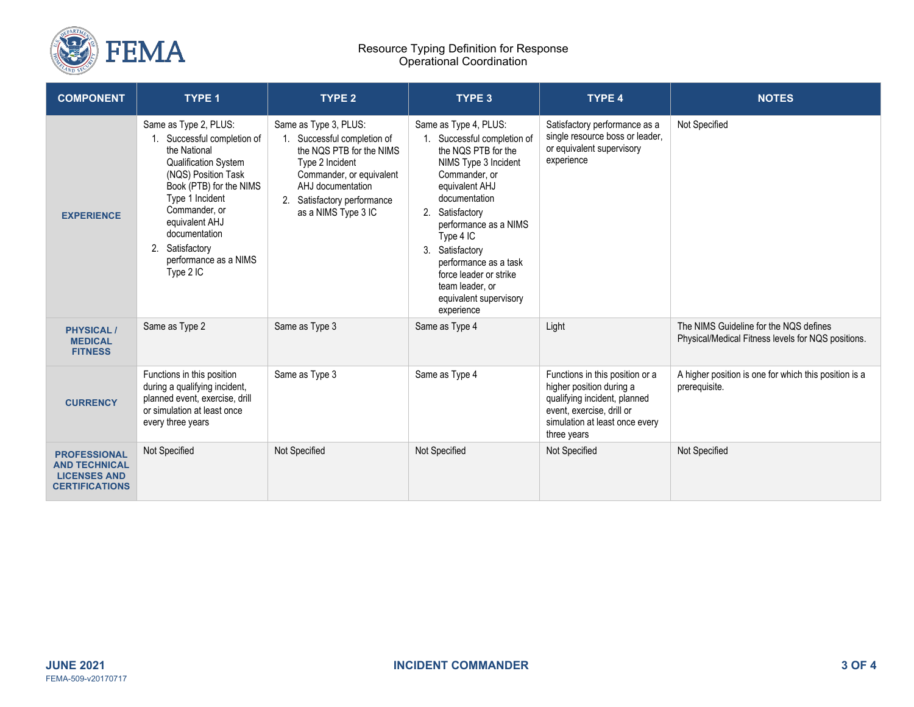| COMPONENT | TYPE 1 | TYPE 2 | TYPE 3 | TYPE 4 | NOTES |
|---|---|---|---|---|---|
| **EXPERIENCE** | Same as Type 2, PLUS:<br>1. Successful completion of the National Qualification System (NQS) Position Task Book (PTB) for the NIMS Type 1 Incident Commander, or equivalent AHJ documentation<br>2. Satisfactory performance as a NIMS Type 2 IC | Same as Type 3, PLUS:<br>1. Successful completion of the NQS PTB for the NIMS Type 2 Incident Commander, or equivalent AHJ documentation<br>2. Satisfactory performance as a NIMS Type 3 IC | Same as Type 4, PLUS:<br>1. Successful completion of the NQS PTB for the NIMS Type 3 Incident Commander, or equivalent AHJ documentation<br>2. Satisfactory performance as a NIMS Type 4 IC<br>3. Satisfactory performance as a task force leader or strike team leader, or equivalent supervisory experience | Satisfactory performance as a single resource boss or leader, or equivalent supervisory experience | Not Specified |
| **PHYSICAL / MEDICAL FITNESS** | Same as Type 2 | Same as Type 3 | Same as Type 4 | Light | The NIMS Guideline for the NQS defines Physical/Medical Fitness levels for NQS positions. |
| **CURRENCY** | Functions in this position during a qualifying incident, planned event, exercise, drill or simulation at least once every three years | Same as Type 3 | Same as Type 4 | Functions in this position or a higher position during a qualifying incident, planned event, exercise, drill or simulation at least once every three years | A higher position is one for which this position is a prerequisite. |
| **PROFESSIONAL AND TECHNICAL LICENSES AND CERTIFICATIONS** | Not Specified | Not Specified | Not Specified | Not Specified | Not Specified |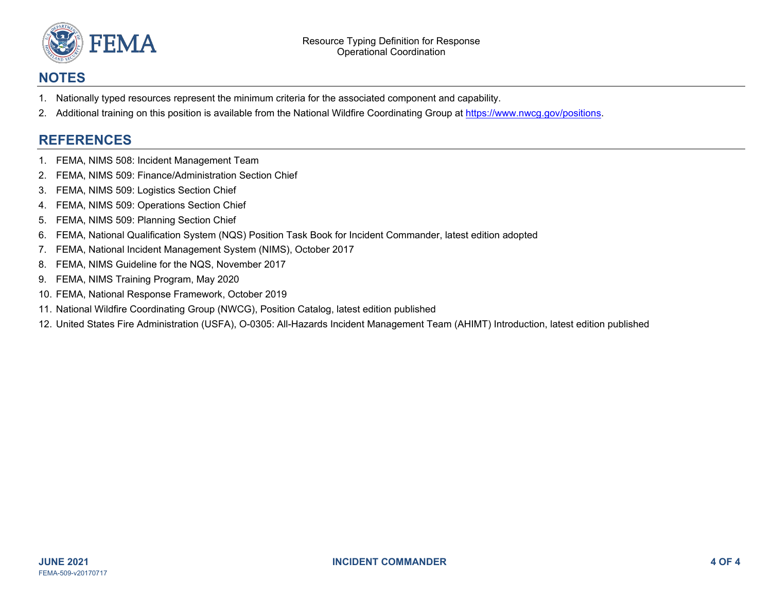## NOTES

1. Nationally typed resources represent the minimum criteria for the associated component and capability.
2. Additional training on this position is available from the National Wildfire Coordinating Group at [https://www.nwcg.gov/positions](https://www.nwcg.gov/positions).

## REFERENCES

1. FEMA, NIMS 508: Incident Management Team
2. FEMA, NIMS 509: Finance/Administration Section Chief
3. FEMA, NIMS 509: Logistics Section Chief
4. FEMA, NIMS 509: Operations Section Chief
5. FEMA, NIMS 509: Planning Section Chief
6. FEMA, National Qualification System (NQS) Position Task Book for Incident Commander, latest edition adopted
7. FEMA, National Incident Management System (NIMS), October 2017
8. FEMA, NIMS Guideline for the NQS, November 2017
9. FEMA, NIMS Training Program, May 2020
10. FEMA, National Response Framework, October 2019
11. National Wildfire Coordinating Group (NWCG), Position Catalog, latest edition published
12. United States Fire Administration (USFA), O-0305: All-Hazards Incident Management Team (AHIMT) Introduction, latest edition published